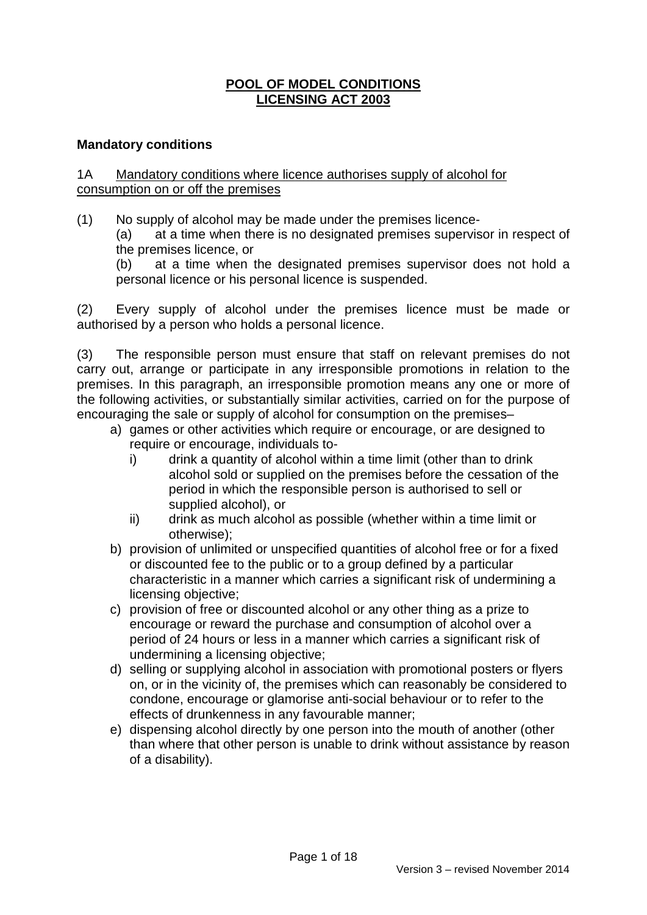# POOL OF MODEL CONDITIONS
# LICENSING ACT 2003

## Mandatory conditions

### 1A Mandatory conditions where licence authorises supply of alcohol for consumption on or off the premises

(1) No supply of alcohol may be made under the premises licence-

(a) at a time when there is no designated premises supervisor in respect of the premises licence, or

(b) at a time when the designated premises supervisor does not hold a personal licence or his personal licence is suspended.

(2) Every supply of alcohol under the premises licence must be made or authorised by a person who holds a personal licence.

(3) The responsible person must ensure that staff on relevant premises do not carry out, arrange or participate in any irresponsible promotions in relation to the premises. In this paragraph, an irresponsible promotion means any one or more of the following activities, or substantially similar activities, carried on for the purpose of encouraging the sale or supply of alcohol for consumption on the premises–

a) games or other activities which require or encourage, or are designed to require or encourage, individuals to-
   i) drink a quantity of alcohol within a time limit (other than to drink alcohol sold or supplied on the premises before the cessation of the period in which the responsible person is authorised to sell or supplied alcohol), or
   ii) drink as much alcohol as possible (whether within a time limit or otherwise);
b) provision of unlimited or unspecified quantities of alcohol free or for a fixed or discounted fee to the public or to a group defined by a particular characteristic in a manner which carries a significant risk of undermining a licensing objective;
c) provision of free or discounted alcohol or any other thing as a prize to encourage or reward the purchase and consumption of alcohol over a period of 24 hours or less in a manner which carries a significant risk of undermining a licensing objective;
d) selling or supplying alcohol in association with promotional posters or flyers on, or in the vicinity of, the premises which can reasonably be considered to condone, encourage or glamorise anti-social behaviour or to refer to the effects of drunkenness in any favourable manner;
e) dispensing alcohol directly by one person into the mouth of another (other than where that other person is unable to drink without assistance by reason of a disability).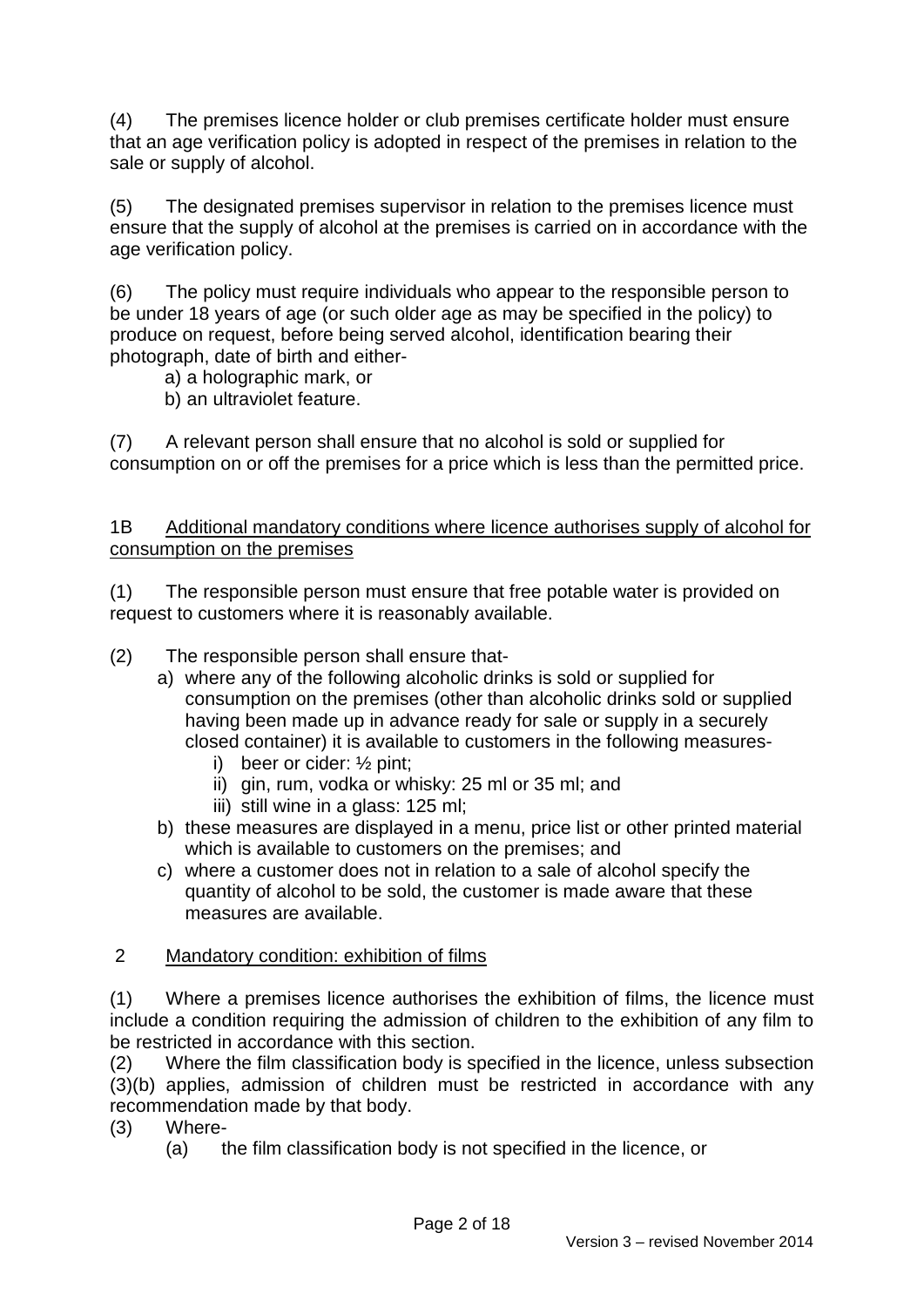(4) The premises licence holder or club premises certificate holder must ensure that an age verification policy is adopted in respect of the premises in relation to the sale or supply of alcohol.

(5) The designated premises supervisor in relation to the premises licence must ensure that the supply of alcohol at the premises is carried on in accordance with the age verification policy.

(6) The policy must require individuals who appear to the responsible person to be under 18 years of age (or such older age as may be specified in the policy) to produce on request, before being served alcohol, identification bearing their photograph, date of birth and either-

a) a holographic mark, or
b) an ultraviolet feature.

(7) A relevant person shall ensure that no alcohol is sold or supplied for consumption on or off the premises for a price which is less than the permitted price.

1B <u>Additional mandatory conditions where licence authorises supply of alcohol for consumption on the premises</u>

(1) The responsible person must ensure that free potable water is provided on request to customers where it is reasonably available.

(2) The responsible person shall ensure that-

a) where any of the following alcoholic drinks is sold or supplied for consumption on the premises (other than alcoholic drinks sold or supplied having been made up in advance ready for sale or supply in a securely closed container) it is available to customers in the following measures-
   i) beer or cider: ½ pint;
   ii) gin, rum, vodka or whisky: 25 ml or 35 ml; and
   iii) still wine in a glass: 125 ml;
b) these measures are displayed in a menu, price list or other printed material which is available to customers on the premises; and
c) where a customer does not in relation to a sale of alcohol specify the quantity of alcohol to be sold, the customer is made aware that these measures are available.

2 <u>Mandatory condition: exhibition of films</u>

(1) Where a premises licence authorises the exhibition of films, the licence must include a condition requiring the admission of children to the exhibition of any film to be restricted in accordance with this section.

(2) Where the film classification body is specified in the licence, unless subsection (3)(b) applies, admission of children must be restricted in accordance with any recommendation made by that body.

(3) Where-

(a) the film classification body is not specified in the licence, or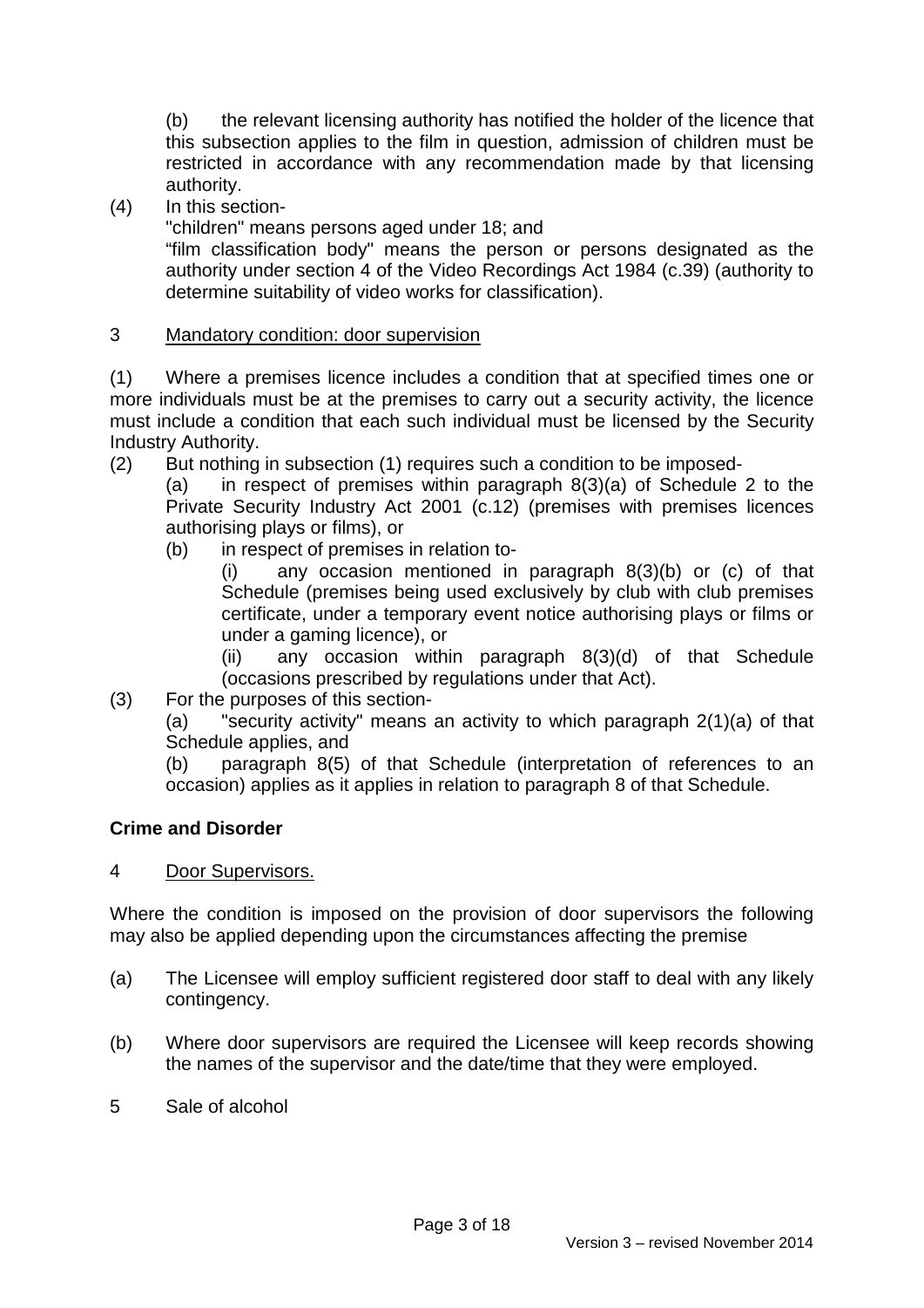(b) the relevant licensing authority has notified the holder of the licence that this subsection applies to the film in question, admission of children must be restricted in accordance with any recommendation made by that licensing authority.

(4) In this section-
"children" means persons aged under 18; and
"film classification body" means the person or persons designated as the authority under section 4 of the Video Recordings Act 1984 (c.39) (authority to determine suitability of video works for classification).

3 Mandatory condition: door supervision

(1) Where a premises licence includes a condition that at specified times one or more individuals must be at the premises to carry out a security activity, the licence must include a condition that each such individual must be licensed by the Security Industry Authority.

(2) But nothing in subsection (1) requires such a condition to be imposed-

(a) in respect of premises within paragraph 8(3)(a) of Schedule 2 to the Private Security Industry Act 2001 (c.12) (premises with premises licences authorising plays or films), or

(b) in respect of premises in relation to-

(i) any occasion mentioned in paragraph 8(3)(b) or (c) of that Schedule (premises being used exclusively by club with club premises certificate, under a temporary event notice authorising plays or films or under a gaming licence), or

(ii) any occasion within paragraph 8(3)(d) of that Schedule (occasions prescribed by regulations under that Act).

(3) For the purposes of this section-

(a) "security activity" means an activity to which paragraph 2(1)(a) of that Schedule applies, and

(b) paragraph 8(5) of that Schedule (interpretation of references to an occasion) applies as it applies in relation to paragraph 8 of that Schedule.

**Crime and Disorder**

4 Door Supervisors.

Where the condition is imposed on the provision of door supervisors the following may also be applied depending upon the circumstances affecting the premise

(a) The Licensee will employ sufficient registered door staff to deal with any likely contingency.

(b) Where door supervisors are required the Licensee will keep records showing the names of the supervisor and the date/time that they were employed.

5 Sale of alcohol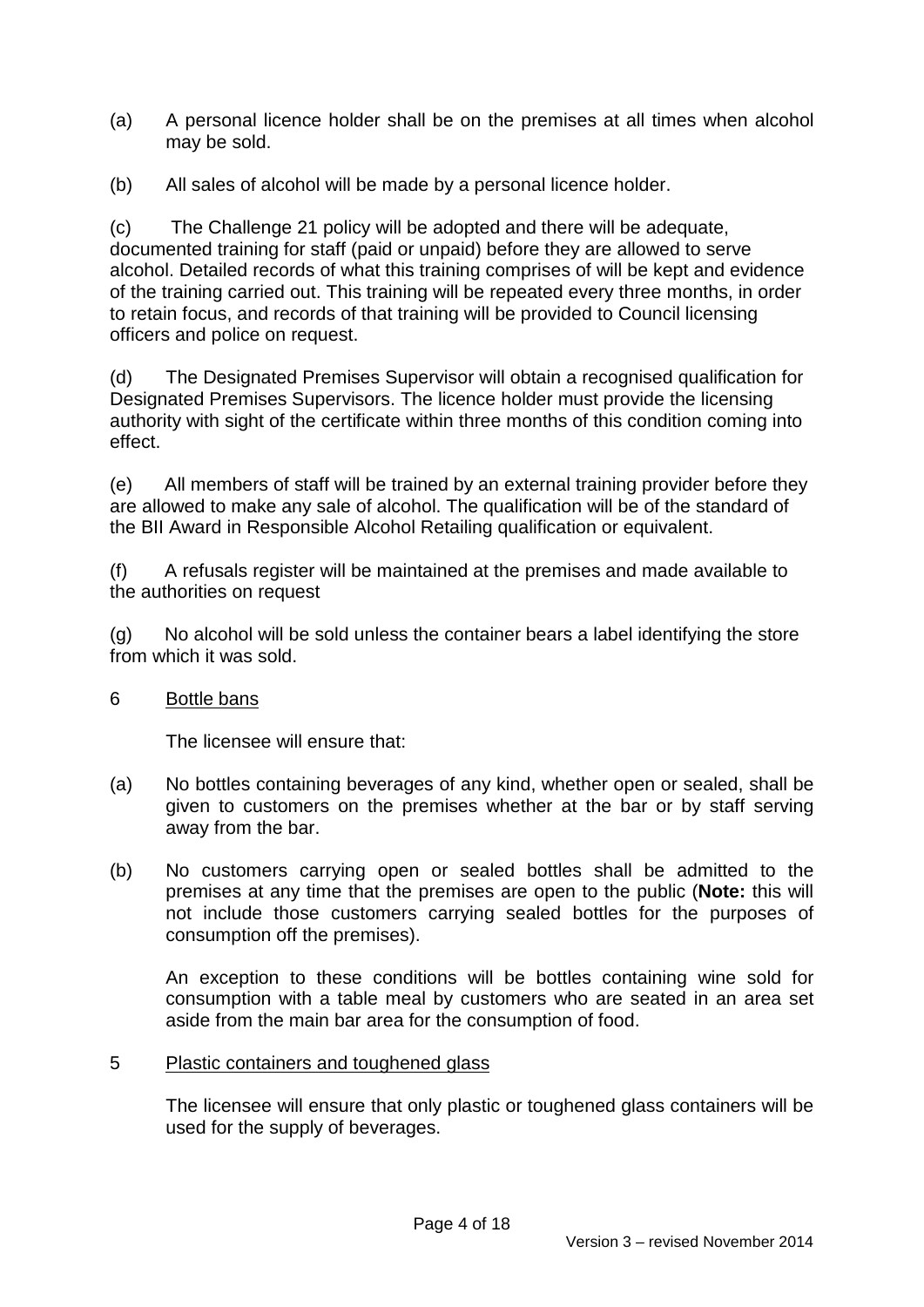(a) A personal licence holder shall be on the premises at all times when alcohol may be sold.

(b) All sales of alcohol will be made by a personal licence holder.

(c) The Challenge 21 policy will be adopted and there will be adequate, documented training for staff (paid or unpaid) before they are allowed to serve alcohol. Detailed records of what this training comprises of will be kept and evidence of the training carried out. This training will be repeated every three months, in order to retain focus, and records of that training will be provided to Council licensing officers and police on request.

(d) The Designated Premises Supervisor will obtain a recognised qualification for Designated Premises Supervisors. The licence holder must provide the licensing authority with sight of the certificate within three months of this condition coming into effect.

(e) All members of staff will be trained by an external training provider before they are allowed to make any sale of alcohol. The qualification will be of the standard of the BII Award in Responsible Alcohol Retailing qualification or equivalent.

(f) A refusals register will be maintained at the premises and made available to the authorities on request

(g) No alcohol will be sold unless the container bears a label identifying the store from which it was sold.

6 <u>Bottle bans</u>

The licensee will ensure that:

(a) No bottles containing beverages of any kind, whether open or sealed, shall be given to customers on the premises whether at the bar or by staff serving away from the bar.

(b) No customers carrying open or sealed bottles shall be admitted to the premises at any time that the premises are open to the public (**Note:** this will not include those customers carrying sealed bottles for the purposes of consumption off the premises).

An exception to these conditions will be bottles containing wine sold for consumption with a table meal by customers who are seated in an area set aside from the main bar area for the consumption of food.

5 <u>Plastic containers and toughened glass</u>

The licensee will ensure that only plastic or toughened glass containers will be used for the supply of beverages.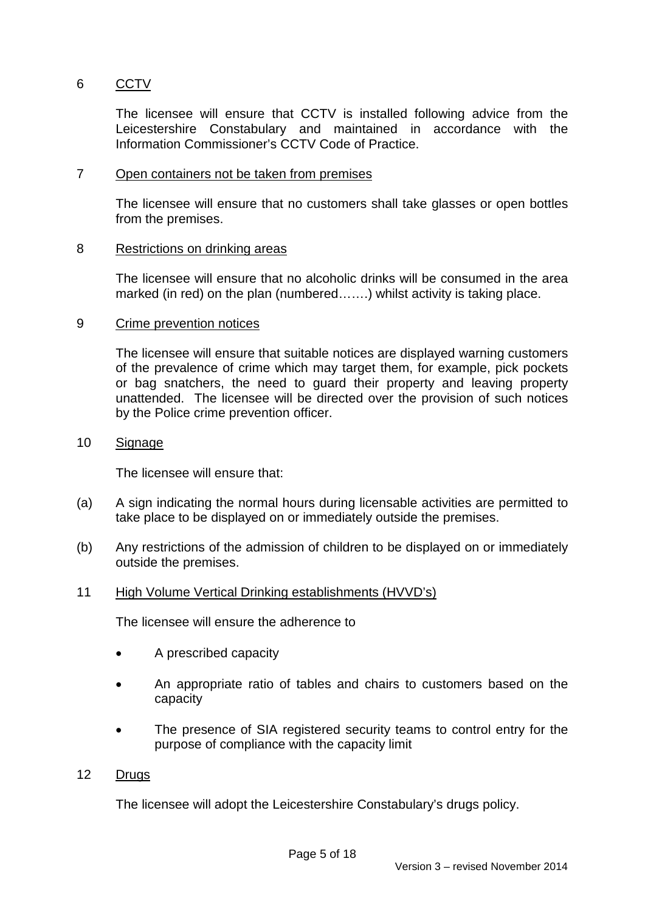6 <u>CCTV</u>

The licensee will ensure that CCTV is installed following advice from the Leicestershire Constabulary and maintained in accordance with the Information Commissioner's CCTV Code of Practice.

7 <u>Open containers not be taken from premises</u>

The licensee will ensure that no customers shall take glasses or open bottles from the premises.

8 <u>Restrictions on drinking areas</u>

The licensee will ensure that no alcoholic drinks will be consumed in the area marked (in red) on the plan (numbered…….) whilst activity is taking place.

9 <u>Crime prevention notices</u>

The licensee will ensure that suitable notices are displayed warning customers of the prevalence of crime which may target them, for example, pick pockets or bag snatchers, the need to guard their property and leaving property unattended. The licensee will be directed over the provision of such notices by the Police crime prevention officer.

10 <u>Signage</u>

The licensee will ensure that:

(a) A sign indicating the normal hours during licensable activities are permitted to take place to be displayed on or immediately outside the premises.

(b) Any restrictions of the admission of children to be displayed on or immediately outside the premises.

11 <u>High Volume Vertical Drinking establishments (HVVD's)</u>

The licensee will ensure the adherence to

- A prescribed capacity
- An appropriate ratio of tables and chairs to customers based on the capacity
- The presence of SIA registered security teams to control entry for the purpose of compliance with the capacity limit

12 <u>Drugs</u>

The licensee will adopt the Leicestershire Constabulary's drugs policy.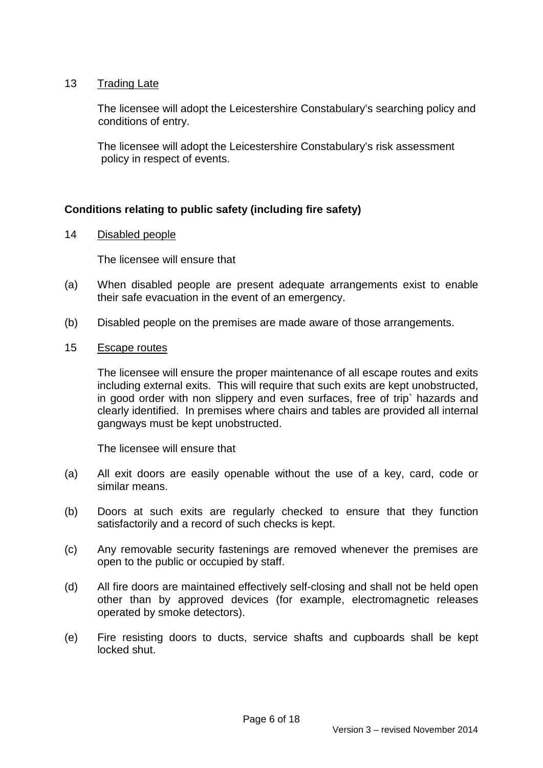13 Trading Late

The licensee will adopt the Leicestershire Constabulary's searching policy and conditions of entry.

The licensee will adopt the Leicestershire Constabulary's risk assessment policy in respect of events.

**Conditions relating to public safety (including fire safety)**

14 Disabled people

The licensee will ensure that

(a) When disabled people are present adequate arrangements exist to enable their safe evacuation in the event of an emergency.

(b) Disabled people on the premises are made aware of those arrangements.

15 Escape routes

The licensee will ensure the proper maintenance of all escape routes and exits including external exits. This will require that such exits are kept unobstructed, in good order with non slippery and even surfaces, free of trip` hazards and clearly identified. In premises where chairs and tables are provided all internal gangways must be kept unobstructed.

The licensee will ensure that

(a) All exit doors are easily openable without the use of a key, card, code or similar means.

(b) Doors at such exits are regularly checked to ensure that they function satisfactorily and a record of such checks is kept.

(c) Any removable security fastenings are removed whenever the premises are open to the public or occupied by staff.

(d) All fire doors are maintained effectively self-closing and shall not be held open other than by approved devices (for example, electromagnetic releases operated by smoke detectors).

(e) Fire resisting doors to ducts, service shafts and cupboards shall be kept locked shut.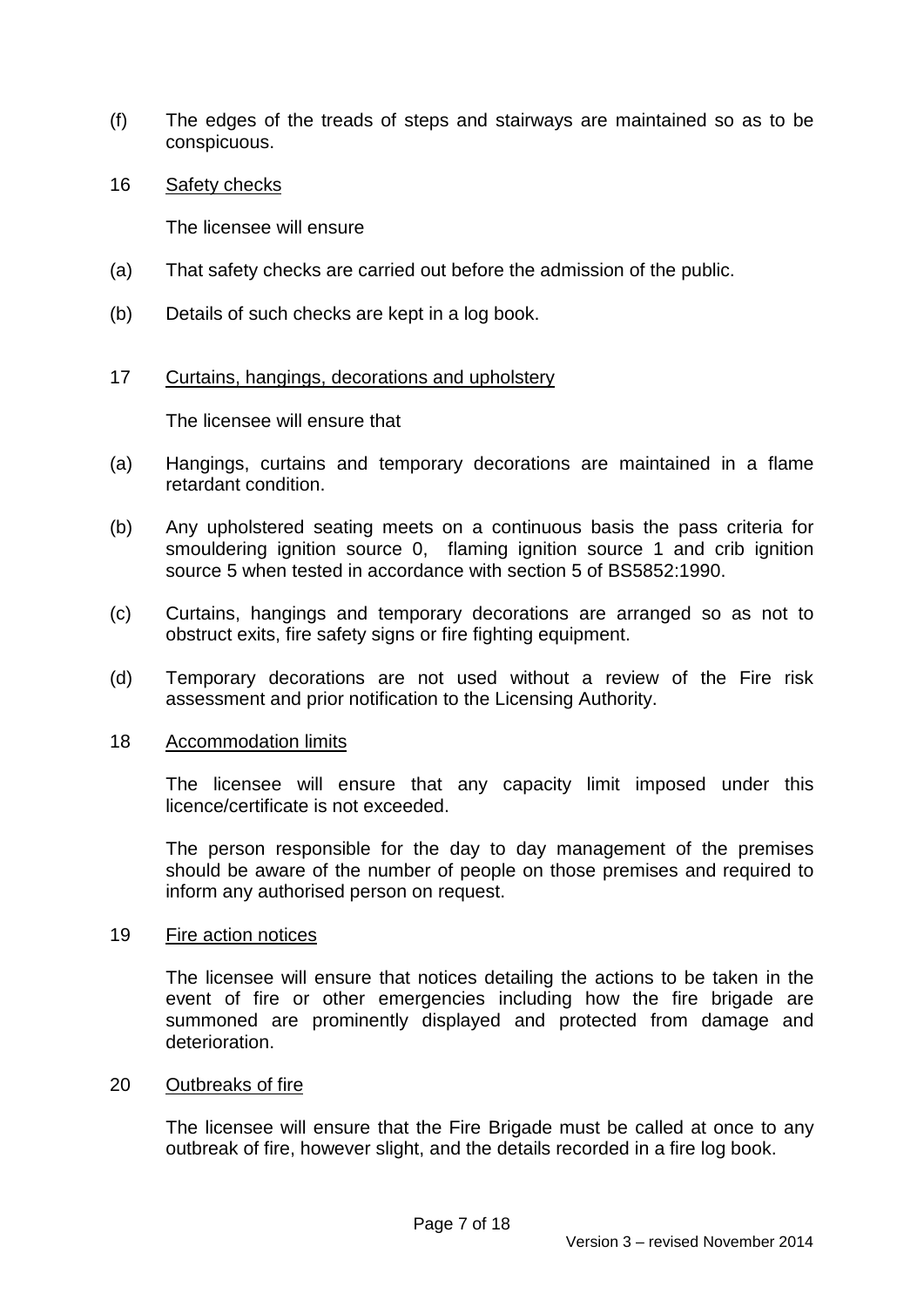(f) The edges of the treads of steps and stairways are maintained so as to be conspicuous.

16 Safety checks

The licensee will ensure

(a) That safety checks are carried out before the admission of the public.

(b) Details of such checks are kept in a log book.

17 Curtains, hangings, decorations and upholstery

The licensee will ensure that

(a) Hangings, curtains and temporary decorations are maintained in a flame retardant condition.

(b) Any upholstered seating meets on a continuous basis the pass criteria for smouldering ignition source 0, flaming ignition source 1 and crib ignition source 5 when tested in accordance with section 5 of BS5852:1990.

(c) Curtains, hangings and temporary decorations are arranged so as not to obstruct exits, fire safety signs or fire fighting equipment.

(d) Temporary decorations are not used without a review of the Fire risk assessment and prior notification to the Licensing Authority.

18 Accommodation limits

The licensee will ensure that any capacity limit imposed under this licence/certificate is not exceeded.

The person responsible for the day to day management of the premises should be aware of the number of people on those premises and required to inform any authorised person on request.

19 Fire action notices

The licensee will ensure that notices detailing the actions to be taken in the event of fire or other emergencies including how the fire brigade are summoned are prominently displayed and protected from damage and deterioration.

20 Outbreaks of fire

The licensee will ensure that the Fire Brigade must be called at once to any outbreak of fire, however slight, and the details recorded in a fire log book.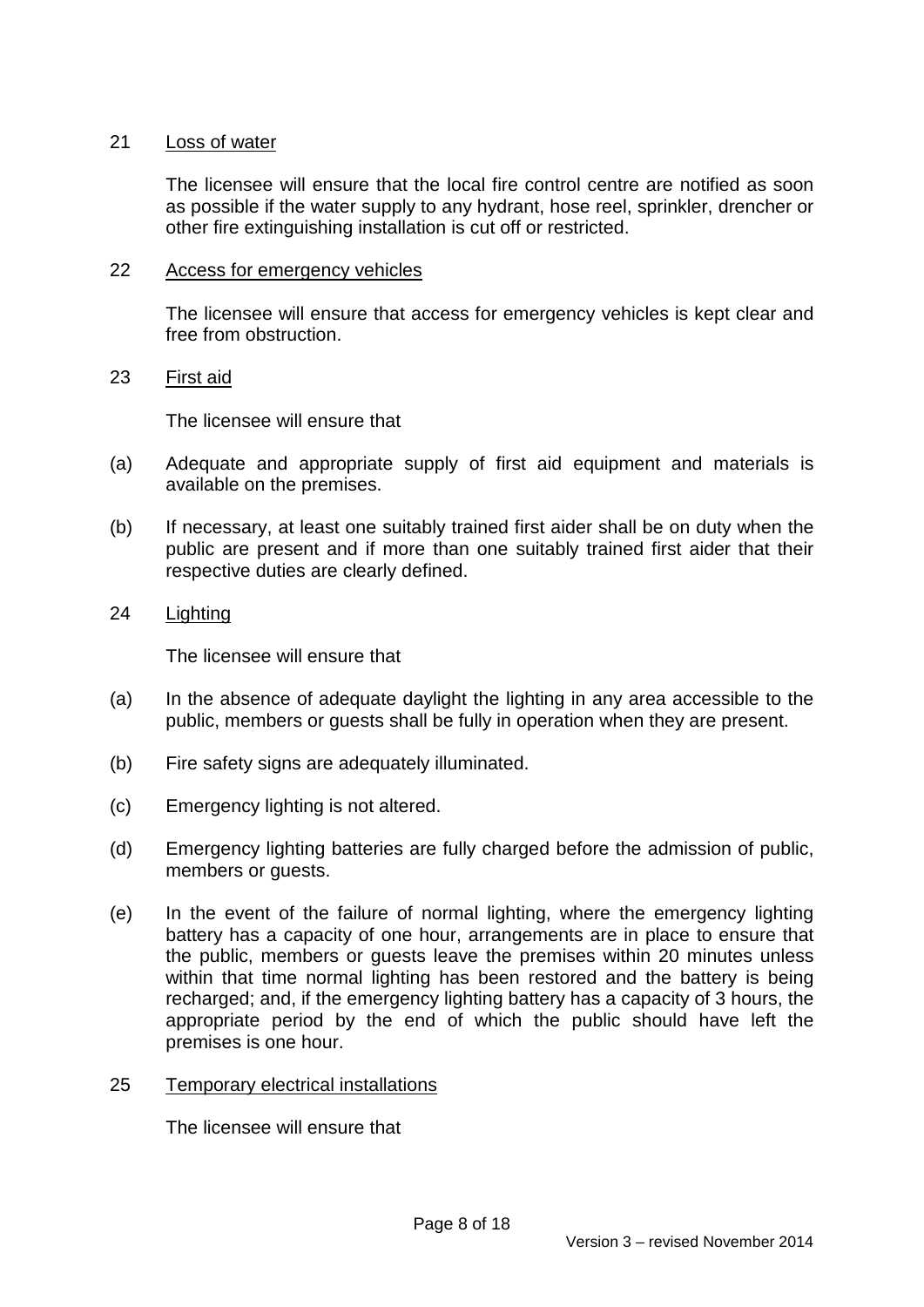21 Loss of water

The licensee will ensure that the local fire control centre are notified as soon as possible if the water supply to any hydrant, hose reel, sprinkler, drencher or other fire extinguishing installation is cut off or restricted.

22 Access for emergency vehicles

The licensee will ensure that access for emergency vehicles is kept clear and free from obstruction.

23 First aid

The licensee will ensure that

(a) Adequate and appropriate supply of first aid equipment and materials is available on the premises.

(b) If necessary, at least one suitably trained first aider shall be on duty when the public are present and if more than one suitably trained first aider that their respective duties are clearly defined.

24 Lighting

The licensee will ensure that

(a) In the absence of adequate daylight the lighting in any area accessible to the public, members or guests shall be fully in operation when they are present.

(b) Fire safety signs are adequately illuminated.

(c) Emergency lighting is not altered.

(d) Emergency lighting batteries are fully charged before the admission of public, members or guests.

(e) In the event of the failure of normal lighting, where the emergency lighting battery has a capacity of one hour, arrangements are in place to ensure that the public, members or guests leave the premises within 20 minutes unless within that time normal lighting has been restored and the battery is being recharged; and, if the emergency lighting battery has a capacity of 3 hours, the appropriate period by the end of which the public should have left the premises is one hour.

25 Temporary electrical installations

The licensee will ensure that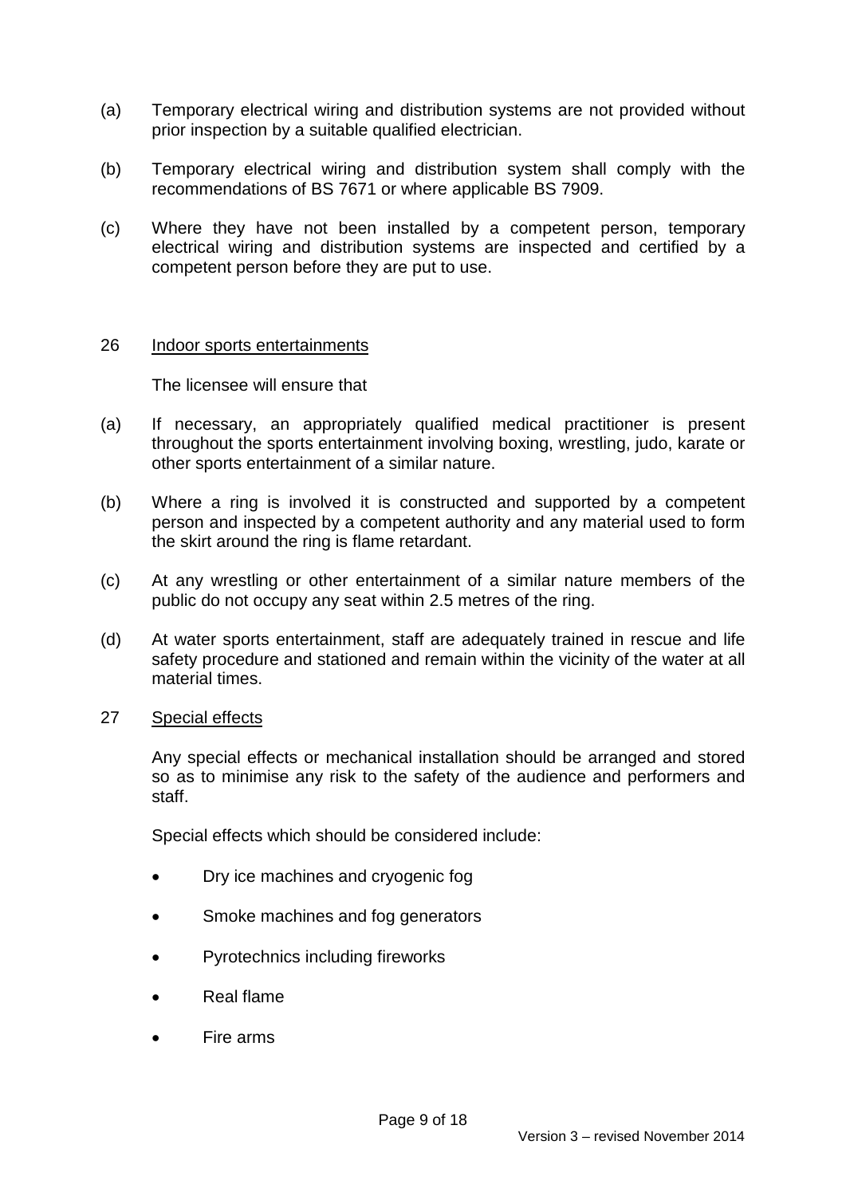(a) Temporary electrical wiring and distribution systems are not provided without prior inspection by a suitable qualified electrician.

(b) Temporary electrical wiring and distribution system shall comply with the recommendations of BS 7671 or where applicable BS 7909.

(c) Where they have not been installed by a competent person, temporary electrical wiring and distribution systems are inspected and certified by a competent person before they are put to use.

## 26 Indoor sports entertainments

The licensee will ensure that

(a) If necessary, an appropriately qualified medical practitioner is present throughout the sports entertainment involving boxing, wrestling, judo, karate or other sports entertainment of a similar nature.

(b) Where a ring is involved it is constructed and supported by a competent person and inspected by a competent authority and any material used to form the skirt around the ring is flame retardant.

(c) At any wrestling or other entertainment of a similar nature members of the public do not occupy any seat within 2.5 metres of the ring.

(d) At water sports entertainment, staff are adequately trained in rescue and life safety procedure and stationed and remain within the vicinity of the water at all material times.

## 27 Special effects

Any special effects or mechanical installation should be arranged and stored so as to minimise any risk to the safety of the audience and performers and staff.

Special effects which should be considered include:

- Dry ice machines and cryogenic fog
- Smoke machines and fog generators
- Pyrotechnics including fireworks
- Real flame
- Fire arms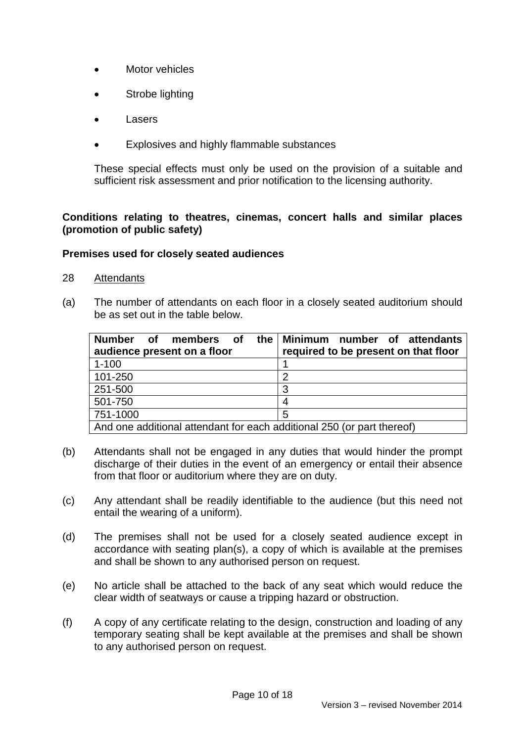- Motor vehicles
- Strobe lighting
- Lasers
- Explosives and highly flammable substances

These special effects must only be used on the provision of a suitable and sufficient risk assessment and prior notification to the licensing authority.

**Conditions relating to theatres, cinemas, concert halls and similar places (promotion of public safety)**

**Premises used for closely seated audiences**

28 Attendants

(a) The number of attendants on each floor in a closely seated auditorium should be as set out in the table below.

| Number of members of the audience present on a floor | Minimum number of attendants required to be present on that floor |
|---|---|
| 1-100 | 1 |
| 101-250 | 2 |
| 251-500 | 3 |
| 501-750 | 4 |
| 751-1000 | 5 |
| And one additional attendant for each additional 250 (or part thereof) | |

(b) Attendants shall not be engaged in any duties that would hinder the prompt discharge of their duties in the event of an emergency or entail their absence from that floor or auditorium where they are on duty.

(c) Any attendant shall be readily identifiable to the audience (but this need not entail the wearing of a uniform).

(d) The premises shall not be used for a closely seated audience except in accordance with seating plan(s), a copy of which is available at the premises and shall be shown to any authorised person on request.

(e) No article shall be attached to the back of any seat which would reduce the clear width of seatways or cause a tripping hazard or obstruction.

(f) A copy of any certificate relating to the design, construction and loading of any temporary seating shall be kept available at the premises and shall be shown to any authorised person on request.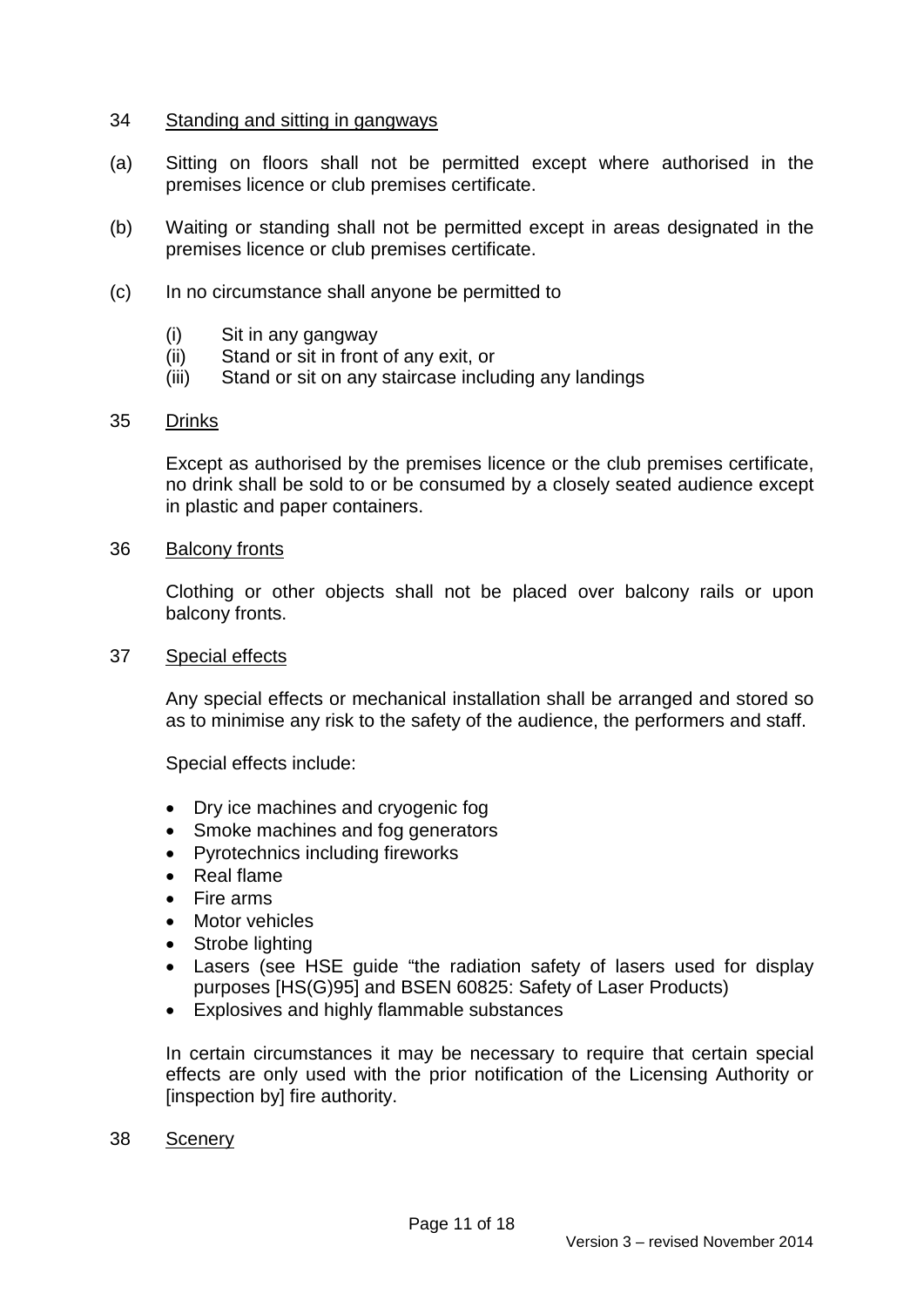34 Standing and sitting in gangways

(a) Sitting on floors shall not be permitted except where authorised in the premises licence or club premises certificate.

(b) Waiting or standing shall not be permitted except in areas designated in the premises licence or club premises certificate.

(c) In no circumstance shall anyone be permitted to

   (i) Sit in any gangway
   (ii) Stand or sit in front of any exit, or
   (iii) Stand or sit on any staircase including any landings

35 Drinks

Except as authorised by the premises licence or the club premises certificate, no drink shall be sold to or be consumed by a closely seated audience except in plastic and paper containers.

36 Balcony fronts

Clothing or other objects shall not be placed over balcony rails or upon balcony fronts.

37 Special effects

Any special effects or mechanical installation shall be arranged and stored so as to minimise any risk to the safety of the audience, the performers and staff.

Special effects include:

- Dry ice machines and cryogenic fog
- Smoke machines and fog generators
- Pyrotechnics including fireworks
- Real flame
- Fire arms
- Motor vehicles
- Strobe lighting
- Lasers (see HSE guide "the radiation safety of lasers used for display purposes [HS(G)95] and BSEN 60825: Safety of Laser Products)
- Explosives and highly flammable substances

In certain circumstances it may be necessary to require that certain special effects are only used with the prior notification of the Licensing Authority or [inspection by] fire authority.

38 Scenery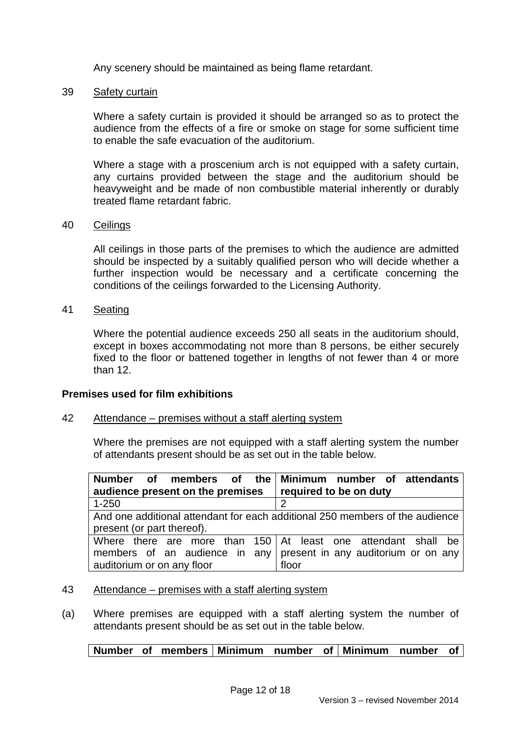Any scenery should be maintained as being flame retardant.

39 Safety curtain

Where a safety curtain is provided it should be arranged so as to protect the audience from the effects of a fire or smoke on stage for some sufficient time to enable the safe evacuation of the auditorium.

Where a stage with a proscenium arch is not equipped with a safety curtain, any curtains provided between the stage and the auditorium should be heavyweight and be made of non combustible material inherently or durably treated flame retardant fabric.

40 Ceilings

All ceilings in those parts of the premises to which the audience are admitted should be inspected by a suitably qualified person who will decide whether a further inspection would be necessary and a certificate concerning the conditions of the ceilings forwarded to the Licensing Authority.

41 Seating

Where the potential audience exceeds 250 all seats in the auditorium should, except in boxes accommodating not more than 8 persons, be either securely fixed to the floor or battened together in lengths of not fewer than 4 or more than 12.

**Premises used for film exhibitions**

42 Attendance – premises without a staff alerting system

Where the premises are not equipped with a staff alerting system the number of attendants present should be as set out in the table below.

| Number of members of the audience present on the premises | Minimum number of attendants required to be on duty |
|---|---|
| 1-250 | 2 |
| And one additional attendant for each additional 250 members of the audience present (or part thereof). | |
| Where there are more than 150 members of an audience in any auditorium or on any floor | At least one attendant shall be present in any auditorium or on any floor |

43 Attendance – premises with a staff alerting system

(a) Where premises are equipped with a staff alerting system the number of attendants present should be as set out in the table below.

| Number of members | Minimum number of | Minimum number of |
|---|---|---|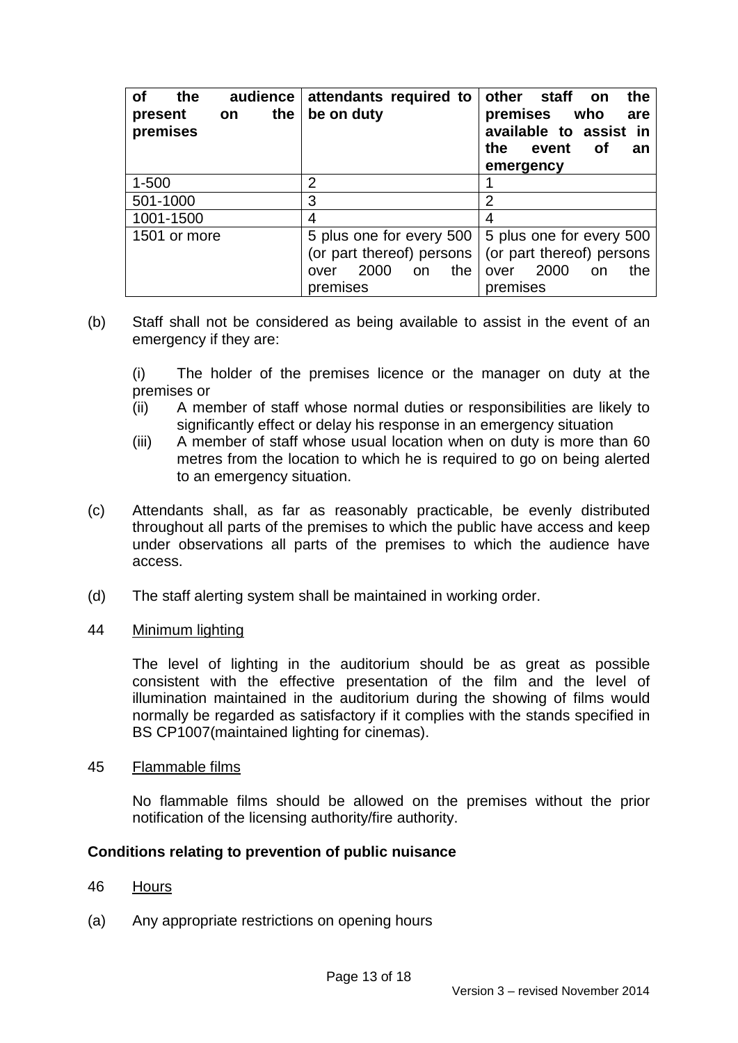| of the audience present on the premises | attendants required to be on duty | other staff on the premises who are available to assist in the event of an emergency |
|---|---|---|
| 1-500 | 2 | 1 |
| 501-1000 | 3 | 2 |
| 1001-1500 | 4 | 4 |
| 1501 or more | 5 plus one for every 500 (or part thereof) persons over 2000 on the premises | 5 plus one for every 500 (or part thereof) persons over 2000 on the premises |

(b) Staff shall not be considered as being available to assist in the event of an emergency if they are:

(i) The holder of the premises licence or the manager on duty at the premises or
(ii) A member of staff whose normal duties or responsibilities are likely to significantly effect or delay his response in an emergency situation
(iii) A member of staff whose usual location when on duty is more than 60 metres from the location to which he is required to go on being alerted to an emergency situation.

(c) Attendants shall, as far as reasonably practicable, be evenly distributed throughout all parts of the premises to which the public have access and keep under observations all parts of the premises to which the audience have access.

(d) The staff alerting system shall be maintained in working order.

44 Minimum lighting

The level of lighting in the auditorium should be as great as possible consistent with the effective presentation of the film and the level of illumination maintained in the auditorium during the showing of films would normally be regarded as satisfactory if it complies with the stands specified in BS CP1007(maintained lighting for cinemas).

45 Flammable films

No flammable films should be allowed on the premises without the prior notification of the licensing authority/fire authority.

**Conditions relating to prevention of public nuisance**

46 Hours

(a) Any appropriate restrictions on opening hours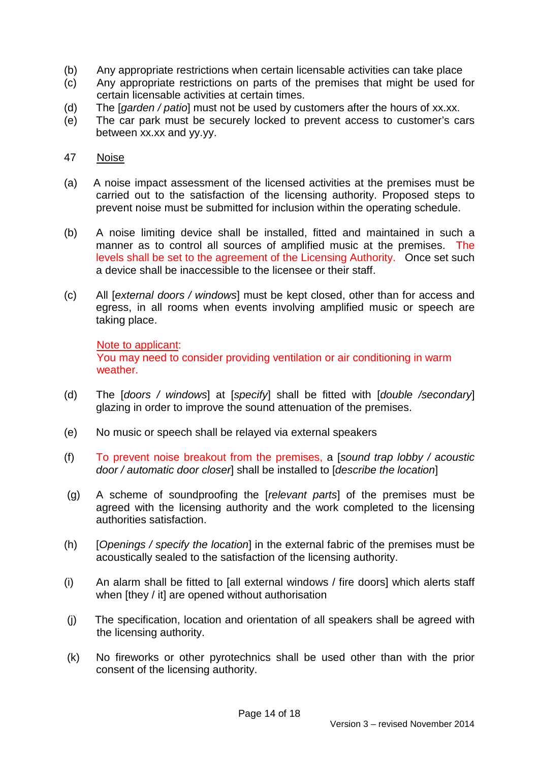(b) Any appropriate restrictions when certain licensable activities can take place

(c) Any appropriate restrictions on parts of the premises that might be used for certain licensable activities at certain times.

(d) The [*garden / patio*] must not be used by customers after the hours of xx.xx.

(e) The car park must be securely locked to prevent access to customer's cars between xx.xx and yy.yy.

47 Noise

(a) A noise impact assessment of the licensed activities at the premises must be carried out to the satisfaction of the licensing authority. Proposed steps to prevent noise must be submitted for inclusion within the operating schedule.

(b) A noise limiting device shall be installed, fitted and maintained in such a manner as to control all sources of amplified music at the premises. The levels shall be set to the agreement of the Licensing Authority. Once set such a device shall be inaccessible to the licensee or their staff.

(c) All [*external doors / windows*] must be kept closed, other than for access and egress, in all rooms when events involving amplified music or speech are taking place.

Note to applicant:
You may need to consider providing ventilation or air conditioning in warm weather.

(d) The [*doors / windows*] at [*specify*] shall be fitted with [*double /secondary*] glazing in order to improve the sound attenuation of the premises.

(e) No music or speech shall be relayed via external speakers

(f) To prevent noise breakout from the premises, a [*sound trap lobby / acoustic door / automatic door closer*] shall be installed to [*describe the location*]

(g) A scheme of soundproofing the [*relevant parts*] of the premises must be agreed with the licensing authority and the work completed to the licensing authorities satisfaction.

(h) [*Openings / specify the location*] in the external fabric of the premises must be acoustically sealed to the satisfaction of the licensing authority.

(i) An alarm shall be fitted to [all external windows / fire doors] which alerts staff when [they / it] are opened without authorisation

(j) The specification, location and orientation of all speakers shall be agreed with the licensing authority.

(k) No fireworks or other pyrotechnics shall be used other than with the prior consent of the licensing authority.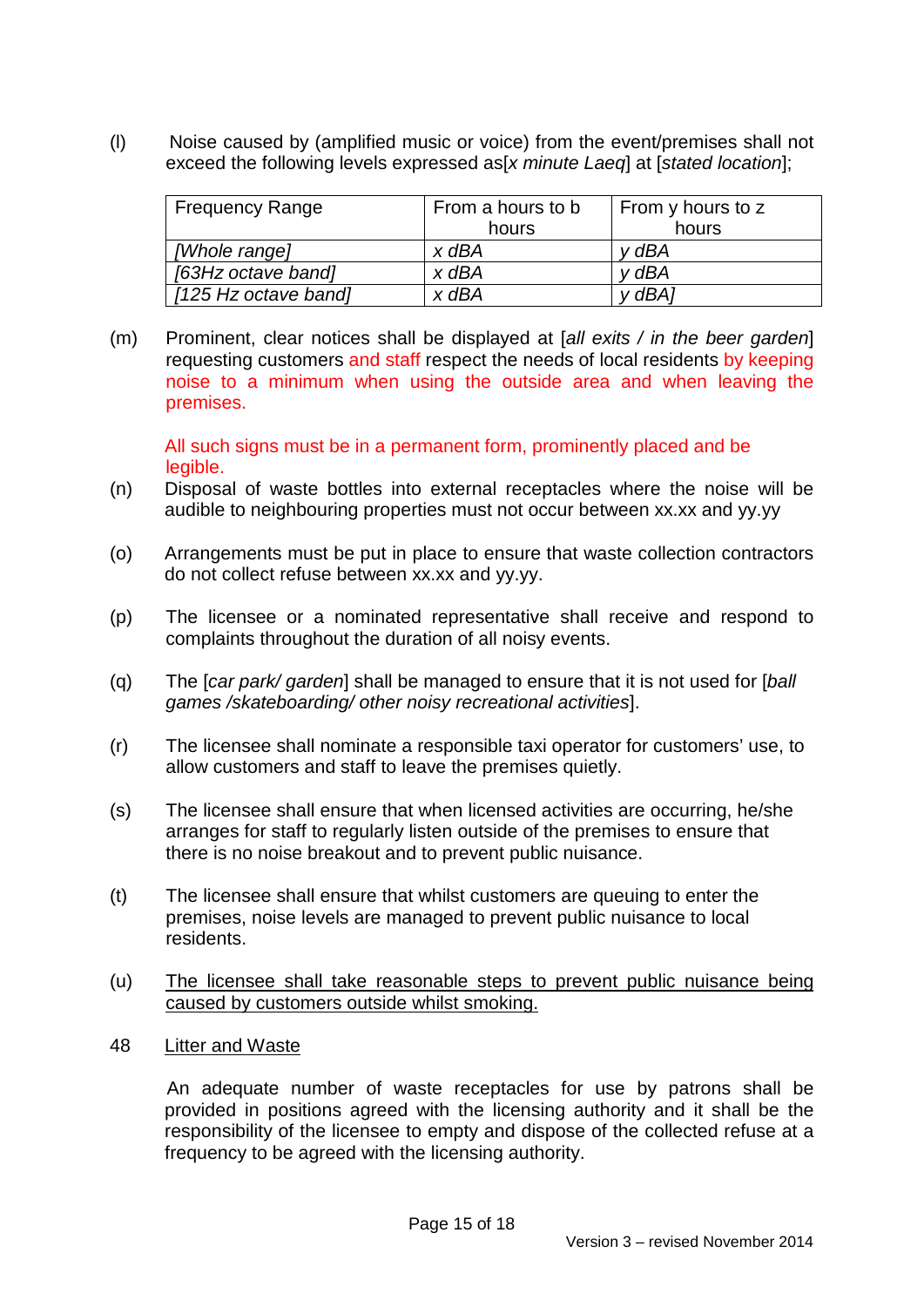(l) Noise caused by (amplified music or voice) from the event/premises shall not exceed the following levels expressed as[*x minute Laeq*] at [*stated location*];

| Frequency Range | From a hours to b hours | From y hours to z hours |
|---|---|---|
| *[Whole range]* | *x dBA* | *y dBA* |
| *[63Hz octave band]* | *x dBA* | *y dBA* |
| *[125 Hz octave band]* | *x dBA* | *y dBA]* |

(m) Prominent, clear notices shall be displayed at [*all exits / in the beer garden*] requesting customers and staff respect the needs of local residents by keeping noise to a minimum when using the outside area and when leaving the premises.

All such signs must be in a permanent form, prominently placed and be legible.

(n) Disposal of waste bottles into external receptacles where the noise will be audible to neighbouring properties must not occur between xx.xx and yy.yy

(o) Arrangements must be put in place to ensure that waste collection contractors do not collect refuse between xx.xx and yy.yy.

(p) The licensee or a nominated representative shall receive and respond to complaints throughout the duration of all noisy events.

(q) The [*car park/ garden*] shall be managed to ensure that it is not used for [*ball games /skateboarding/ other noisy recreational activities*].

(r) The licensee shall nominate a responsible taxi operator for customers' use, to allow customers and staff to leave the premises quietly.

(s) The licensee shall ensure that when licensed activities are occurring, he/she arranges for staff to regularly listen outside of the premises to ensure that there is no noise breakout and to prevent public nuisance.

(t) The licensee shall ensure that whilst customers are queuing to enter the premises, noise levels are managed to prevent public nuisance to local residents.

(u) The licensee shall take reasonable steps to prevent public nuisance being caused by customers outside whilst smoking.

48 Litter and Waste

An adequate number of waste receptacles for use by patrons shall be provided in positions agreed with the licensing authority and it shall be the responsibility of the licensee to empty and dispose of the collected refuse at a frequency to be agreed with the licensing authority.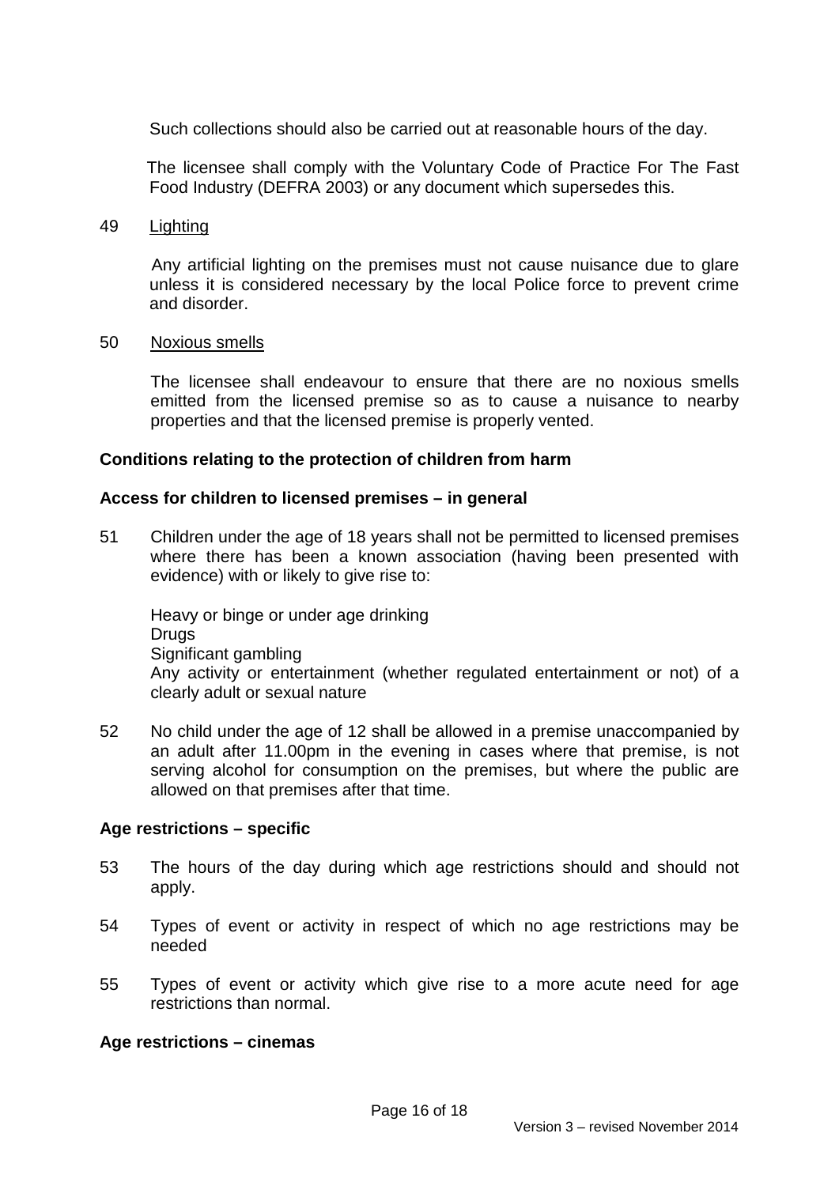Such collections should also be carried out at reasonable hours of the day.

The licensee shall comply with the Voluntary Code of Practice For The Fast Food Industry (DEFRA 2003) or any document which supersedes this.

49 Lighting

Any artificial lighting on the premises must not cause nuisance due to glare unless it is considered necessary by the local Police force to prevent crime and disorder.

50 Noxious smells

The licensee shall endeavour to ensure that there are no noxious smells emitted from the licensed premise so as to cause a nuisance to nearby properties and that the licensed premise is properly vented.

**Conditions relating to the protection of children from harm**

**Access for children to licensed premises – in general**

51 Children under the age of 18 years shall not be permitted to licensed premises where there has been a known association (having been presented with evidence) with or likely to give rise to:

Heavy or binge or under age drinking
Drugs
Significant gambling
Any activity or entertainment (whether regulated entertainment or not) of a clearly adult or sexual nature

52 No child under the age of 12 shall be allowed in a premise unaccompanied by an adult after 11.00pm in the evening in cases where that premise, is not serving alcohol for consumption on the premises, but where the public are allowed on that premises after that time.

**Age restrictions – specific**

53 The hours of the day during which age restrictions should and should not apply.

54 Types of event or activity in respect of which no age restrictions may be needed

55 Types of event or activity which give rise to a more acute need for age restrictions than normal.

**Age restrictions – cinemas**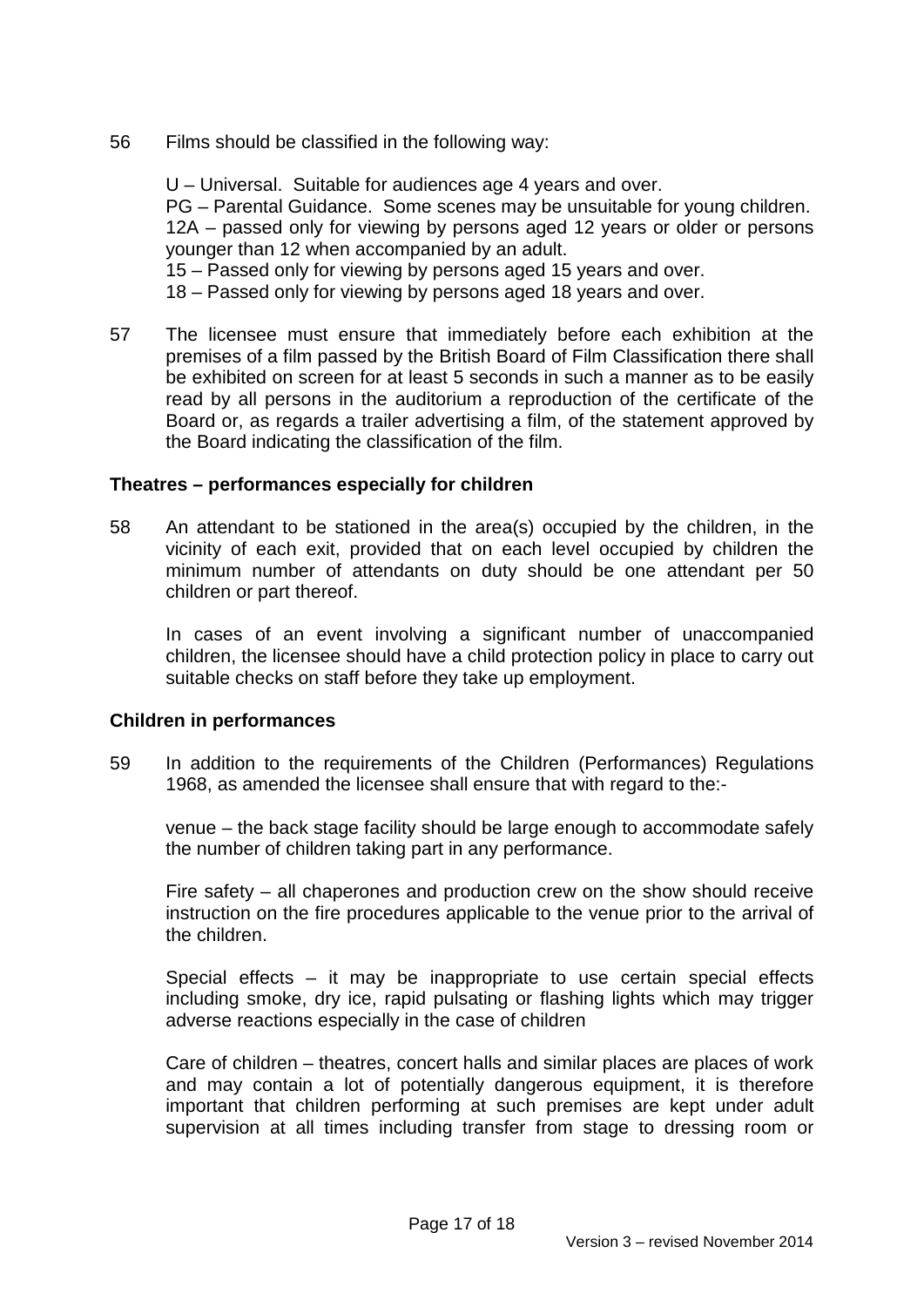56 Films should be classified in the following way:

U – Universal. Suitable for audiences age 4 years and over.
PG – Parental Guidance. Some scenes may be unsuitable for young children.
12A – passed only for viewing by persons aged 12 years or older or persons younger than 12 when accompanied by an adult.
15 – Passed only for viewing by persons aged 15 years and over.
18 – Passed only for viewing by persons aged 18 years and over.

57 The licensee must ensure that immediately before each exhibition at the premises of a film passed by the British Board of Film Classification there shall be exhibited on screen for at least 5 seconds in such a manner as to be easily read by all persons in the auditorium a reproduction of the certificate of the Board or, as regards a trailer advertising a film, of the statement approved by the Board indicating the classification of the film.

**Theatres – performances especially for children**

58 An attendant to be stationed in the area(s) occupied by the children, in the vicinity of each exit, provided that on each level occupied by children the minimum number of attendants on duty should be one attendant per 50 children or part thereof.

In cases of an event involving a significant number of unaccompanied children, the licensee should have a child protection policy in place to carry out suitable checks on staff before they take up employment.

**Children in performances**

59 In addition to the requirements of the Children (Performances) Regulations 1968, as amended the licensee shall ensure that with regard to the:-

venue – the back stage facility should be large enough to accommodate safely the number of children taking part in any performance.

Fire safety – all chaperones and production crew on the show should receive instruction on the fire procedures applicable to the venue prior to the arrival of the children.

Special effects – it may be inappropriate to use certain special effects including smoke, dry ice, rapid pulsating or flashing lights which may trigger adverse reactions especially in the case of children

Care of children – theatres, concert halls and similar places are places of work and may contain a lot of potentially dangerous equipment, it is therefore important that children performing at such premises are kept under adult supervision at all times including transfer from stage to dressing room or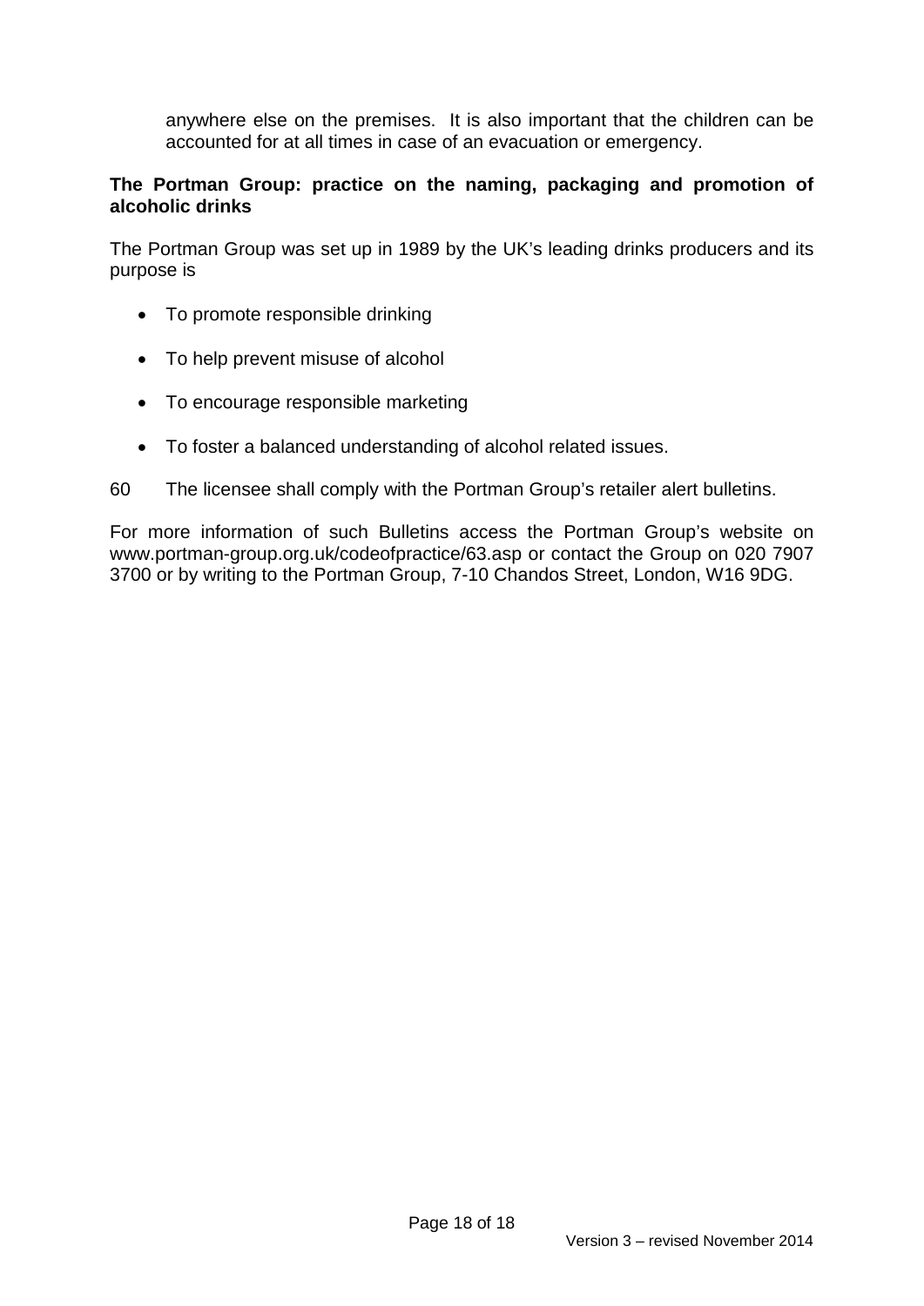anywhere else on the premises. It is also important that the children can be accounted for at all times in case of an evacuation or emergency.

**The Portman Group: practice on the naming, packaging and promotion of alcoholic drinks**

The Portman Group was set up in 1989 by the UK's leading drinks producers and its purpose is

- To promote responsible drinking
- To help prevent misuse of alcohol
- To encourage responsible marketing
- To foster a balanced understanding of alcohol related issues.

60 The licensee shall comply with the Portman Group's retailer alert bulletins.

For more information of such Bulletins access the Portman Group's website on www.portman-group.org.uk/codeofpractice/63.asp or contact the Group on 020 7907 3700 or by writing to the Portman Group, 7-10 Chandos Street, London, W16 9DG.

Version 3 – revised November 2014